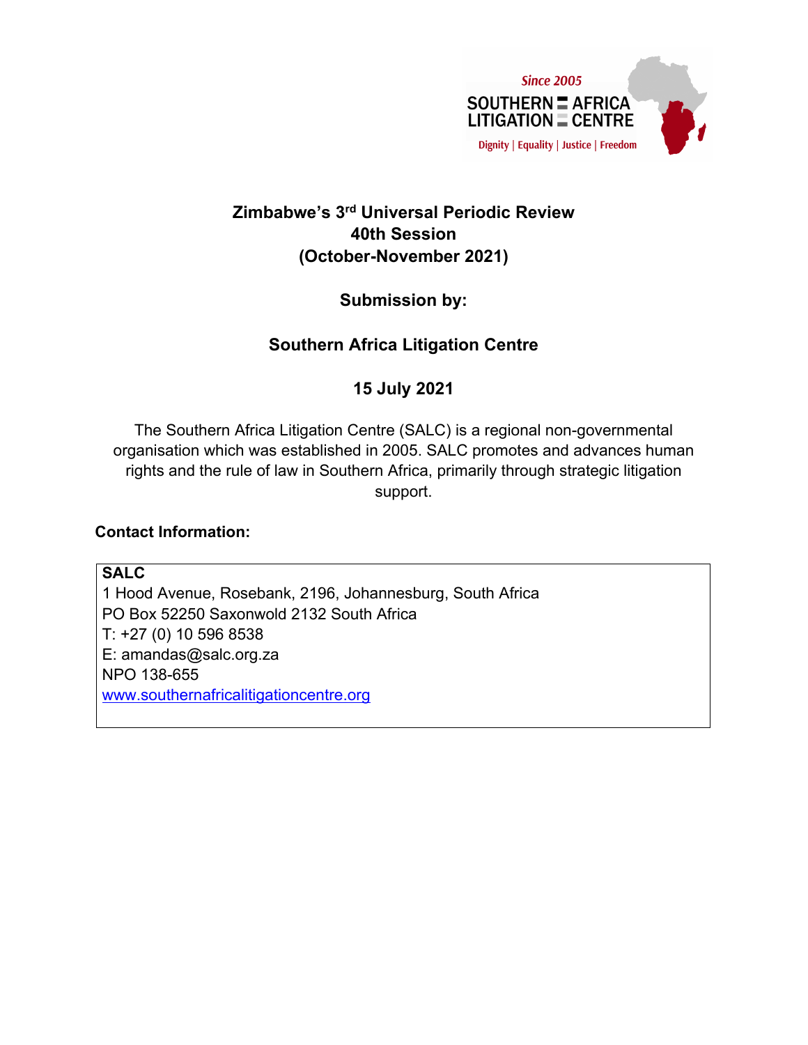Since 2005
SOUTHERN AFRICA LITIGATION CENTRE
Dignity | Equality | Justice | Freedom

# Zimbabwe's 3rd Universal Periodic Review 40th Session (October-November 2021)

## Submission by:

## Southern Africa Litigation Centre

## 15 July 2021

The Southern Africa Litigation Centre (SALC) is a regional non-governmental organisation which was established in 2005. SALC promotes and advances human rights and the rule of law in Southern Africa, primarily through strategic litigation support.

**Contact Information:**

**SALC**
1 Hood Avenue, Rosebank, 2196, Johannesburg, South Africa
PO Box 52250 Saxonwold 2132 South Africa
T: +27 (0) 10 596 8538
E: amandas@salc.org.za
NPO 138-655
[www.southernafricalitigationcentre.org](http://www.southernafricalitigationcentre.org)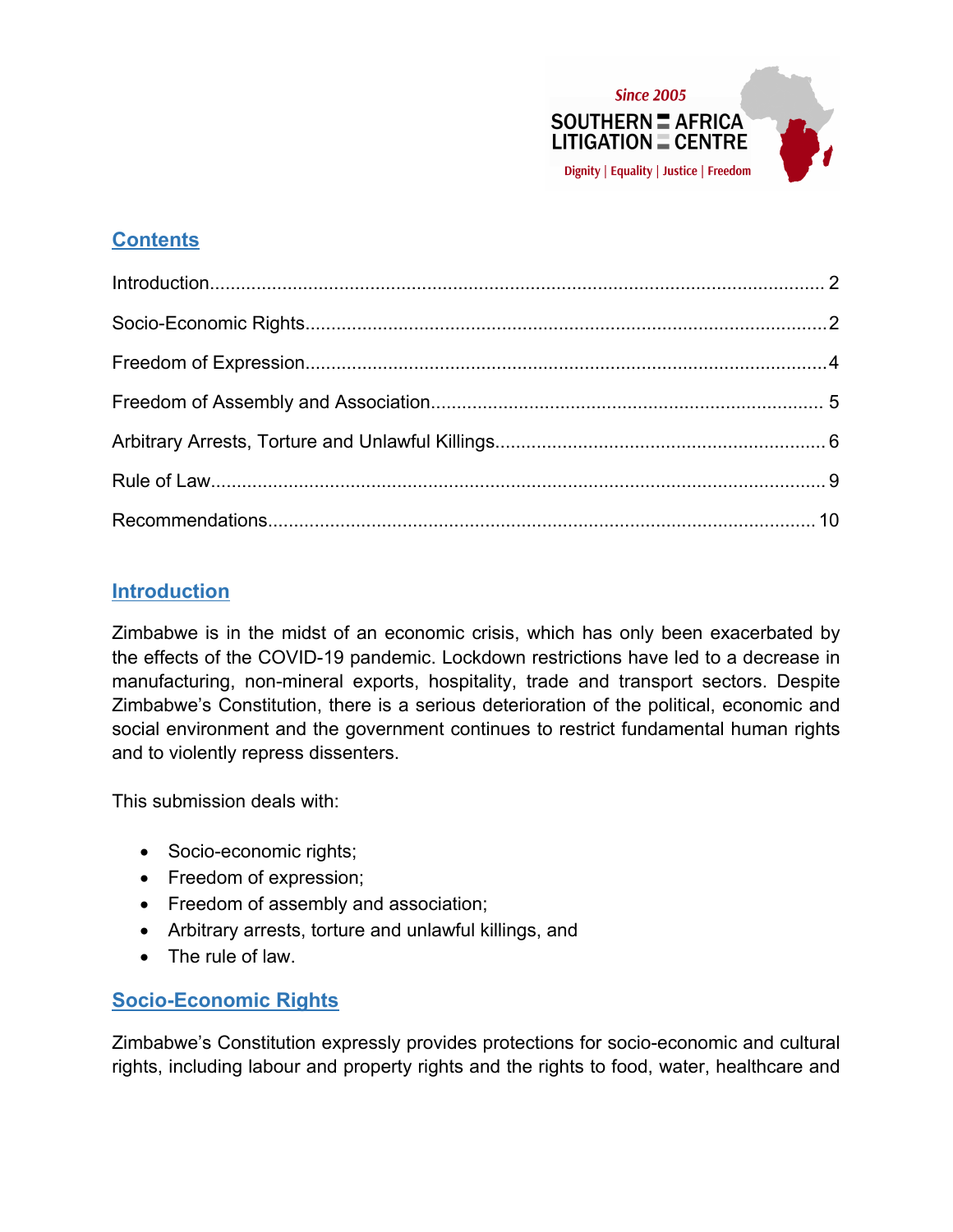## Contents

Introduction........................................................................................................................ 2

Socio-Economic Rights.....................................................................................................2

Freedom of Expression.....................................................................................................4

Freedom of Assembly and Association............................................................................ 5

Arbitrary Arrests, Torture and Unlawful Killings................................................................ 6

Rule of Law.......................................................................................................................9

Recommendations.......................................................................................................... 10

## Introduction

Zimbabwe is in the midst of an economic crisis, which has only been exacerbated by the effects of the COVID-19 pandemic. Lockdown restrictions have led to a decrease in manufacturing, non-mineral exports, hospitality, trade and transport sectors. Despite Zimbabwe's Constitution, there is a serious deterioration of the political, economic and social environment and the government continues to restrict fundamental human rights and to violently repress dissenters.

This submission deals with:

- Socio-economic rights;
- Freedom of expression;
- Freedom of assembly and association;
- Arbitrary arrests, torture and unlawful killings, and
- The rule of law.

## Socio-Economic Rights

Zimbabwe's Constitution expressly provides protections for socio-economic and cultural rights, including labour and property rights and the rights to food, water, healthcare and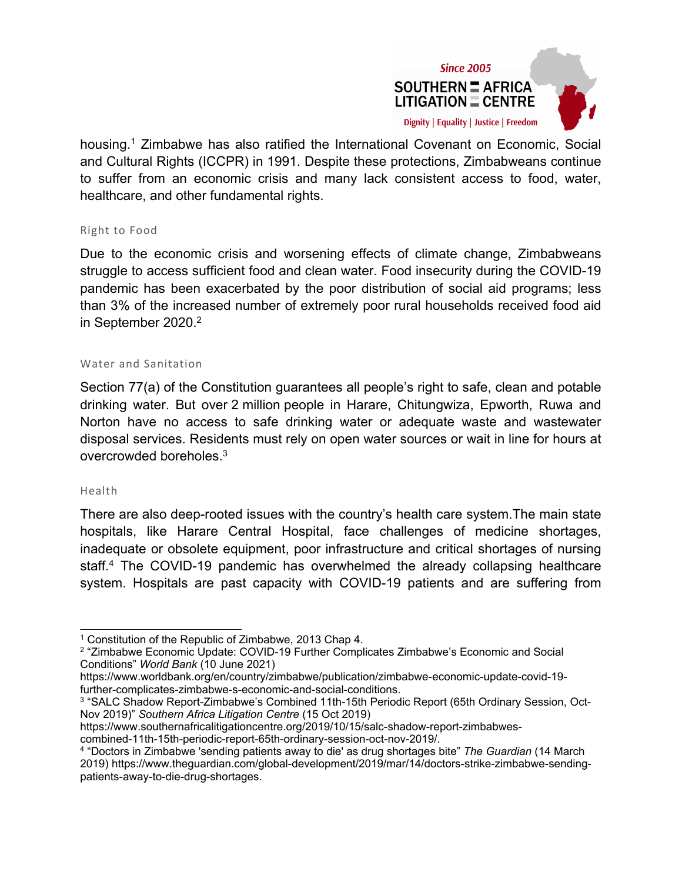housing.[1] Zimbabwe has also ratified the International Covenant on Economic, Social and Cultural Rights (ICCPR) in 1991. Despite these protections, Zimbabweans continue to suffer from an economic crisis and many lack consistent access to food, water, healthcare, and other fundamental rights.

### Right to Food

Due to the economic crisis and worsening effects of climate change, Zimbabweans struggle to access sufficient food and clean water. Food insecurity during the COVID-19 pandemic has been exacerbated by the poor distribution of social aid programs; less than 3% of the increased number of extremely poor rural households received food aid in September 2020.[2]

### Water and Sanitation

Section 77(a) of the Constitution guarantees all people's right to safe, clean and potable drinking water. But over 2 million people in Harare, Chitungwiza, Epworth, Ruwa and Norton have no access to safe drinking water or adequate waste and wastewater disposal services. Residents must rely on open water sources or wait in line for hours at overcrowded boreholes.[3]

### Health

There are also deep-rooted issues with the country's health care system.The main state hospitals, like Harare Central Hospital, face challenges of medicine shortages, inadequate or obsolete equipment, poor infrastructure and critical shortages of nursing staff.[4] The COVID-19 pandemic has overwhelmed the already collapsing healthcare system. Hospitals are past capacity with COVID-19 patients and are suffering from

---

[1] Constitution of the Republic of Zimbabwe, 2013 Chap 4.

[2] "Zimbabwe Economic Update: COVID-19 Further Complicates Zimbabwe's Economic and Social Conditions" *World Bank* (10 June 2021) https://www.worldbank.org/en/country/zimbabwe/publication/zimbabwe-economic-update-covid-19-further-complicates-zimbabwe-s-economic-and-social-conditions.

[3] "SALC Shadow Report-Zimbabwe's Combined 11th-15th Periodic Report (65th Ordinary Session, Oct-Nov 2019)" *Southern Africa Litigation Centre* (15 Oct 2019) https://www.southernafricalitigationcentre.org/2019/10/15/salc-shadow-report-zimbabwes-combined-11th-15th-periodic-report-65th-ordinary-session-oct-nov-2019/.

[4] "Doctors in Zimbabwe 'sending patients away to die' as drug shortages bite" *The Guardian* (14 March 2019) https://www.theguardian.com/global-development/2019/mar/14/doctors-strike-zimbabwe-sending-patients-away-to-die-drug-shortages.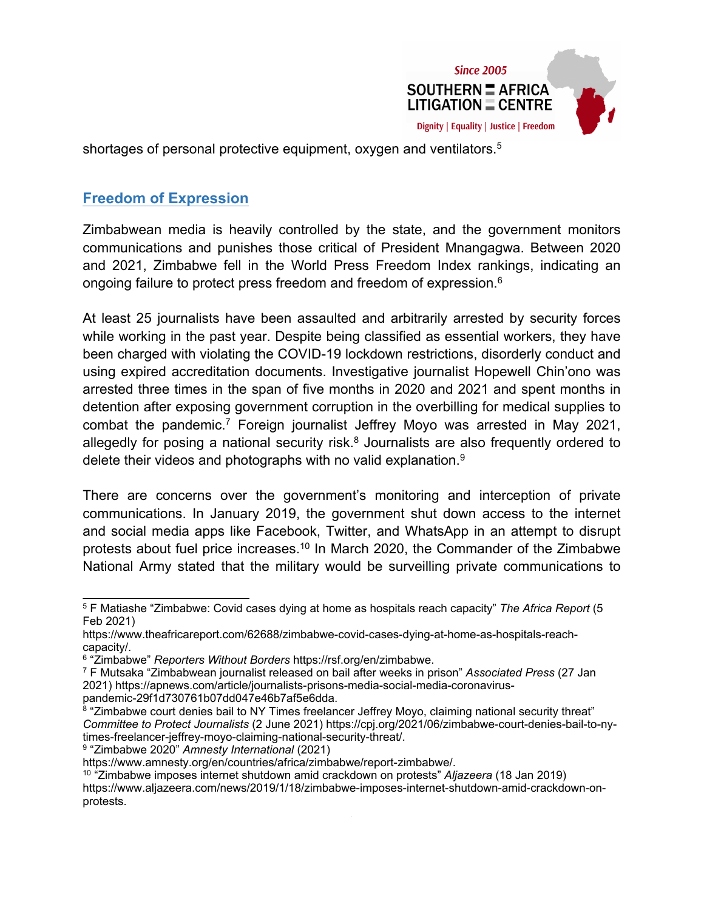shortages of personal protective equipment, oxygen and ventilators.[5]

## Freedom of Expression

Zimbabwean media is heavily controlled by the state, and the government monitors communications and punishes those critical of President Mnangagwa. Between 2020 and 2021, Zimbabwe fell in the World Press Freedom Index rankings, indicating an ongoing failure to protect press freedom and freedom of expression.[6]

At least 25 journalists have been assaulted and arbitrarily arrested by security forces while working in the past year. Despite being classified as essential workers, they have been charged with violating the COVID-19 lockdown restrictions, disorderly conduct and using expired accreditation documents. Investigative journalist Hopewell Chin'ono was arrested three times in the span of five months in 2020 and 2021 and spent months in detention after exposing government corruption in the overbilling for medical supplies to combat the pandemic.[7] Foreign journalist Jeffrey Moyo was arrested in May 2021, allegedly for posing a national security risk.[8] Journalists are also frequently ordered to delete their videos and photographs with no valid explanation.[9]

There are concerns over the government's monitoring and interception of private communications. In January 2019, the government shut down access to the internet and social media apps like Facebook, Twitter, and WhatsApp in an attempt to disrupt protests about fuel price increases.[10] In March 2020, the Commander of the Zimbabwe National Army stated that the military would be surveilling private communications to

---

[5] F Matiashe "Zimbabwe: Covid cases dying at home as hospitals reach capacity" *The Africa Report* (5 Feb 2021) https://www.theafricareport.com/62688/zimbabwe-covid-cases-dying-at-home-as-hospitals-reach-capacity/.

[6] "Zimbabwe" *Reporters Without Borders* https://rsf.org/en/zimbabwe.

[7] F Mutsaka "Zimbabwean journalist released on bail after weeks in prison" *Associated Press* (27 Jan 2021) https://apnews.com/article/journalists-prisons-media-social-media-coronavirus-pandemic-29f1d730761b07dd047e46b7af5e6dda.

[8] "Zimbabwe court denies bail to NY Times freelancer Jeffrey Moyo, claiming national security threat" *Committee to Protect Journalists* (2 June 2021) https://cpj.org/2021/06/zimbabwe-court-denies-bail-to-ny-times-freelancer-jeffrey-moyo-claiming-national-security-threat/.

[9] "Zimbabwe 2020" *Amnesty International* (2021) https://www.amnesty.org/en/countries/africa/zimbabwe/report-zimbabwe/.

[10] "Zimbabwe imposes internet shutdown amid crackdown on protests" *Aljazeera* (18 Jan 2019) https://www.aljazeera.com/news/2019/1/18/zimbabwe-imposes-internet-shutdown-amid-crackdown-on-protests.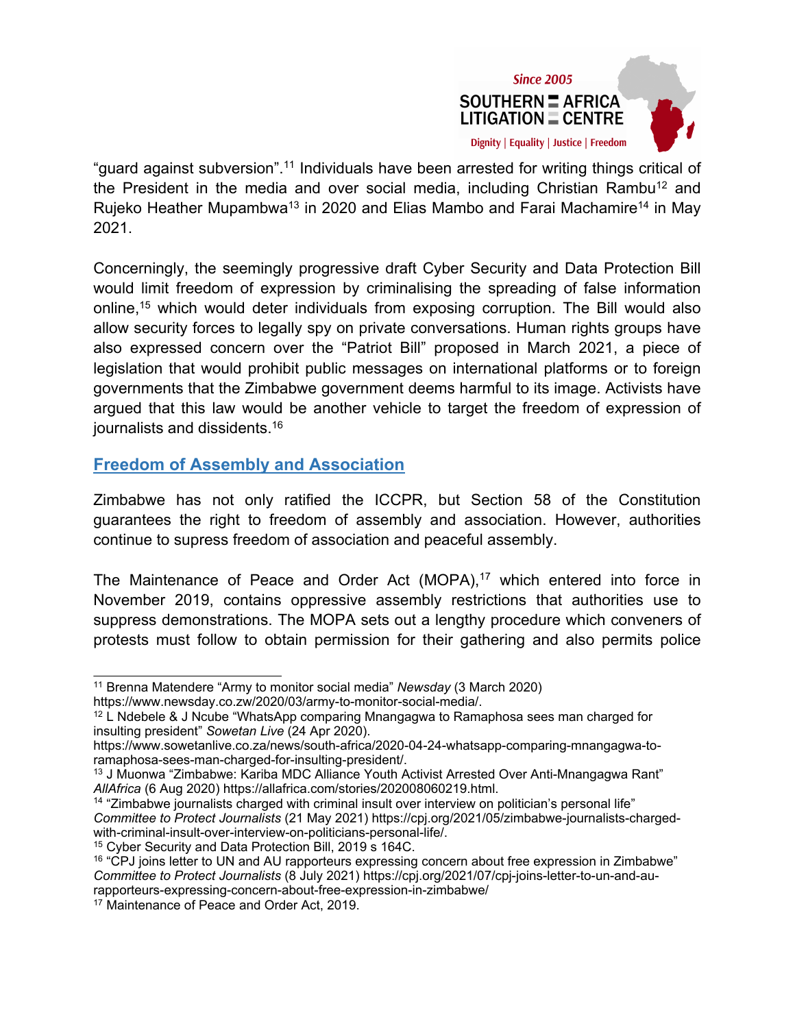"guard against subversion".[11] Individuals have been arrested for writing things critical of the President in the media and over social media, including Christian Rambu[12] and Rujeko Heather Mupambwa[13] in 2020 and Elias Mambo and Farai Machamire[14] in May 2021.

Concerningly, the seemingly progressive draft Cyber Security and Data Protection Bill would limit freedom of expression by criminalising the spreading of false information online,[15] which would deter individuals from exposing corruption. The Bill would also allow security forces to legally spy on private conversations. Human rights groups have also expressed concern over the "Patriot Bill" proposed in March 2021, a piece of legislation that would prohibit public messages on international platforms or to foreign governments that the Zimbabwe government deems harmful to its image. Activists have argued that this law would be another vehicle to target the freedom of expression of journalists and dissidents.[16]

## Freedom of Assembly and Association

Zimbabwe has not only ratified the ICCPR, but Section 58 of the Constitution guarantees the right to freedom of assembly and association. However, authorities continue to supress freedom of association and peaceful assembly.

The Maintenance of Peace and Order Act (MOPA),[17] which entered into force in November 2019, contains oppressive assembly restrictions that authorities use to suppress demonstrations. The MOPA sets out a lengthy procedure which conveners of protests must follow to obtain permission for their gathering and also permits police

---

[11] Brenna Matendere "Army to monitor social media" *Newsday* (3 March 2020) https://www.newsday.co.zw/2020/03/army-to-monitor-social-media/.

[12] L Ndebele & J Ncube "WhatsApp comparing Mnangagwa to Ramaphosa sees man charged for insulting president" *Sowetan Live* (24 Apr 2020). https://www.sowetanlive.co.za/news/south-africa/2020-04-24-whatsapp-comparing-mnangagwa-to-ramaphosa-sees-man-charged-for-insulting-president/.

[13] J Muonwa "Zimbabwe: Kariba MDC Alliance Youth Activist Arrested Over Anti-Mnangagwa Rant" *AllAfrica* (6 Aug 2020) https://allafrica.com/stories/202008060219.html.

[14] "Zimbabwe journalists charged with criminal insult over interview on politician's personal life" *Committee to Protect Journalists* (21 May 2021) https://cpj.org/2021/05/zimbabwe-journalists-charged-with-criminal-insult-over-interview-on-politicians-personal-life/.

[15] Cyber Security and Data Protection Bill, 2019 s 164C.

[16] "CPJ joins letter to UN and AU rapporteurs expressing concern about free expression in Zimbabwe" *Committee to Protect Journalists* (8 July 2021) https://cpj.org/2021/07/cpj-joins-letter-to-un-and-au-rapporteurs-expressing-concern-about-free-expression-in-zimbabwe/

[17] Maintenance of Peace and Order Act, 2019.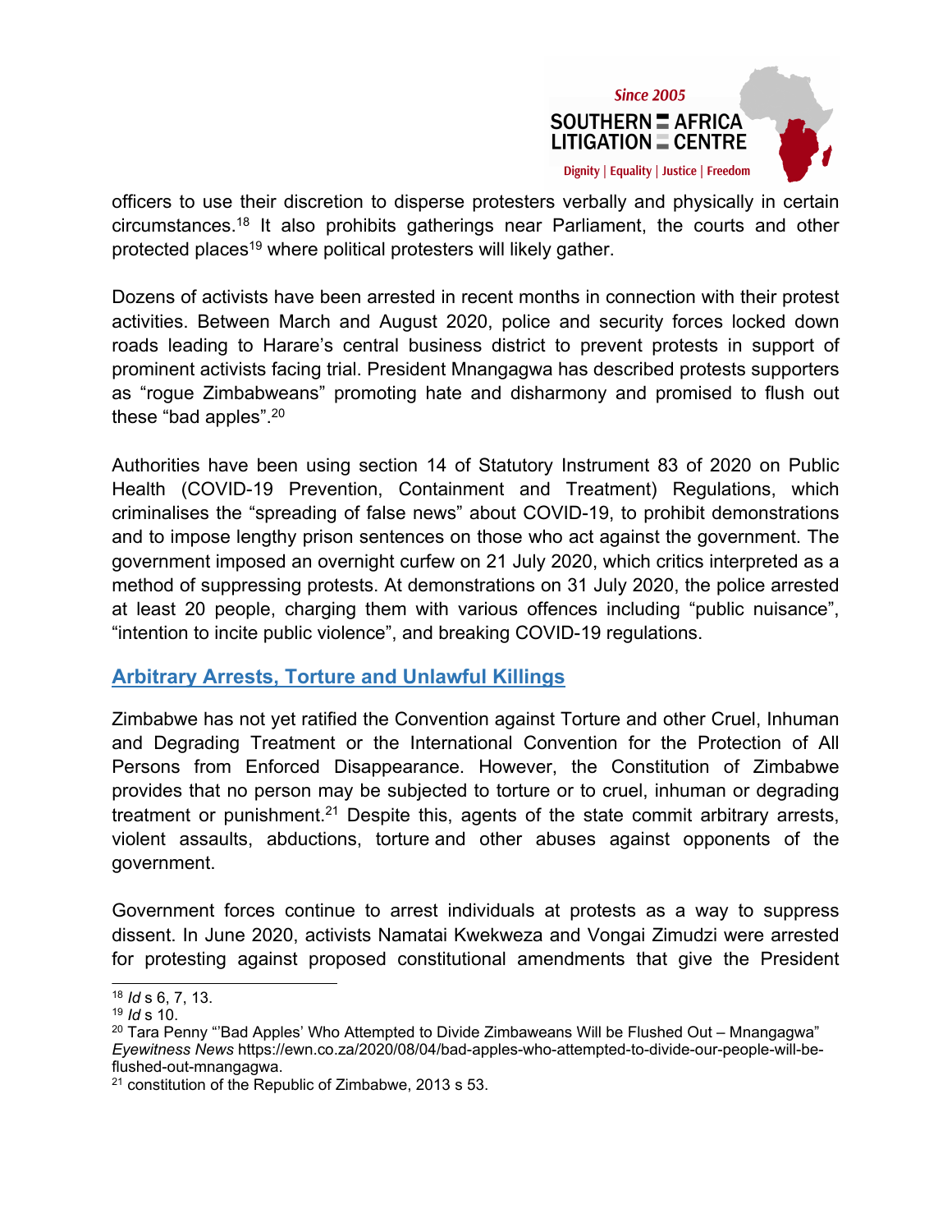officers to use their discretion to disperse protesters verbally and physically in certain circumstances.[18] It also prohibits gatherings near Parliament, the courts and other protected places[19] where political protesters will likely gather.

Dozens of activists have been arrested in recent months in connection with their protest activities. Between March and August 2020, police and security forces locked down roads leading to Harare's central business district to prevent protests in support of prominent activists facing trial. President Mnangagwa has described protests supporters as "rogue Zimbabweans" promoting hate and disharmony and promised to flush out these "bad apples".[20]

Authorities have been using section 14 of Statutory Instrument 83 of 2020 on Public Health (COVID-19 Prevention, Containment and Treatment) Regulations, which criminalises the "spreading of false news" about COVID-19, to prohibit demonstrations and to impose lengthy prison sentences on those who act against the government. The government imposed an overnight curfew on 21 July 2020, which critics interpreted as a method of suppressing protests. At demonstrations on 31 July 2020, the police arrested at least 20 people, charging them with various offences including "public nuisance", "intention to incite public violence", and breaking COVID-19 regulations.

## Arbitrary Arrests, Torture and Unlawful Killings

Zimbabwe has not yet ratified the Convention against Torture and other Cruel, Inhuman and Degrading Treatment or the International Convention for the Protection of All Persons from Enforced Disappearance. However, the Constitution of Zimbabwe provides that no person may be subjected to torture or to cruel, inhuman or degrading treatment or punishment.[21] Despite this, agents of the state commit arbitrary arrests, violent assaults, abductions, torture and other abuses against opponents of the government.

Government forces continue to arrest individuals at protests as a way to suppress dissent. In June 2020, activists Namatai Kwekweza and Vongai Zimudzi were arrested for protesting against proposed constitutional amendments that give the President

---

[18] *Id* s 6, 7, 13.

[19] *Id* s 10.

[20] Tara Penny "'Bad Apples' Who Attempted to Divide Zimbaweans Will be Flushed Out – Mnangagwa" *Eyewitness News* https://ewn.co.za/2020/08/04/bad-apples-who-attempted-to-divide-our-people-will-be-flushed-out-mnangagwa.

[21] constitution of the Republic of Zimbabwe, 2013 s 53.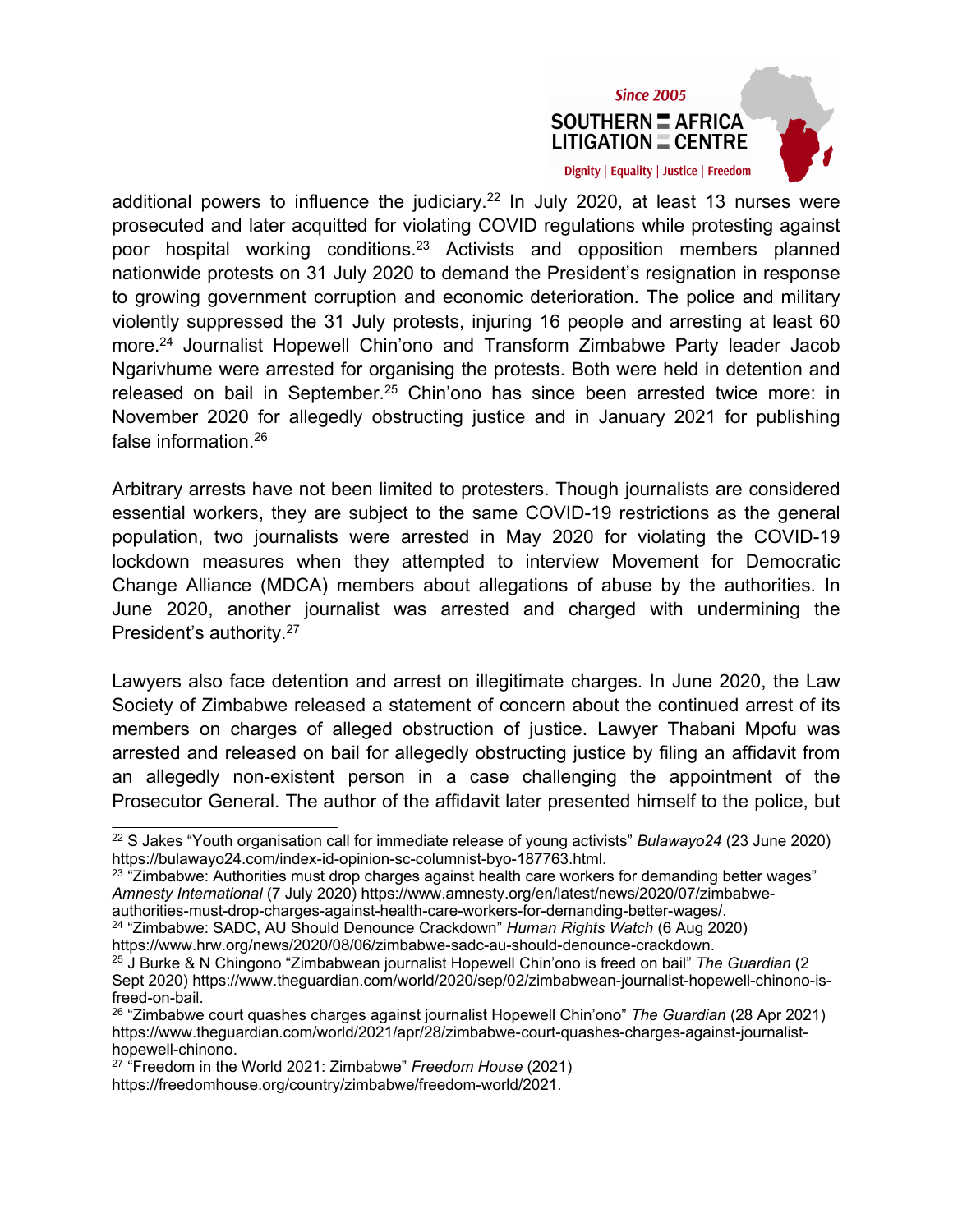additional powers to influence the judiciary.[22] In July 2020, at least 13 nurses were prosecuted and later acquitted for violating COVID regulations while protesting against poor hospital working conditions.[23] Activists and opposition members planned nationwide protests on 31 July 2020 to demand the President's resignation in response to growing government corruption and economic deterioration. The police and military violently suppressed the 31 July protests, injuring 16 people and arresting at least 60 more.[24] Journalist Hopewell Chin'ono and Transform Zimbabwe Party leader Jacob Ngarivhume were arrested for organising the protests. Both were held in detention and released on bail in September.[25] Chin'ono has since been arrested twice more: in November 2020 for allegedly obstructing justice and in January 2021 for publishing false information.[26]

Arbitrary arrests have not been limited to protesters. Though journalists are considered essential workers, they are subject to the same COVID-19 restrictions as the general population, two journalists were arrested in May 2020 for violating the COVID-19 lockdown measures when they attempted to interview Movement for Democratic Change Alliance (MDCA) members about allegations of abuse by the authorities. In June 2020, another journalist was arrested and charged with undermining the President's authority.[27]

Lawyers also face detention and arrest on illegitimate charges. In June 2020, the Law Society of Zimbabwe released a statement of concern about the continued arrest of its members on charges of alleged obstruction of justice. Lawyer Thabani Mpofu was arrested and released on bail for allegedly obstructing justice by filing an affidavit from an allegedly non-existent person in a case challenging the appointment of the Prosecutor General. The author of the affidavit later presented himself to the police, but

---

[22] S Jakes "Youth organisation call for immediate release of young activists" *Bulawayo24* (23 June 2020) https://bulawayo24.com/index-id-opinion-sc-columnist-byo-187763.html.

[23] "Zimbabwe: Authorities must drop charges against health care workers for demanding better wages" *Amnesty International* (7 July 2020) https://www.amnesty.org/en/latest/news/2020/07/zimbabwe-authorities-must-drop-charges-against-health-care-workers-for-demanding-better-wages/.

[24] "Zimbabwe: SADC, AU Should Denounce Crackdown" *Human Rights Watch* (6 Aug 2020) https://www.hrw.org/news/2020/08/06/zimbabwe-sadc-au-should-denounce-crackdown.

[25] J Burke & N Chingono "Zimbabwean journalist Hopewell Chin'ono is freed on bail" *The Guardian* (2 Sept 2020) https://www.theguardian.com/world/2020/sep/02/zimbabwean-journalist-hopewell-chinono-is-freed-on-bail.

[26] "Zimbabwe court quashes charges against journalist Hopewell Chin'ono" *The Guardian* (28 Apr 2021) https://www.theguardian.com/world/2021/apr/28/zimbabwe-court-quashes-charges-against-journalist-hopewell-chinono.

[27] "Freedom in the World 2021: Zimbabwe" *Freedom House* (2021) https://freedomhouse.org/country/zimbabwe/freedom-world/2021.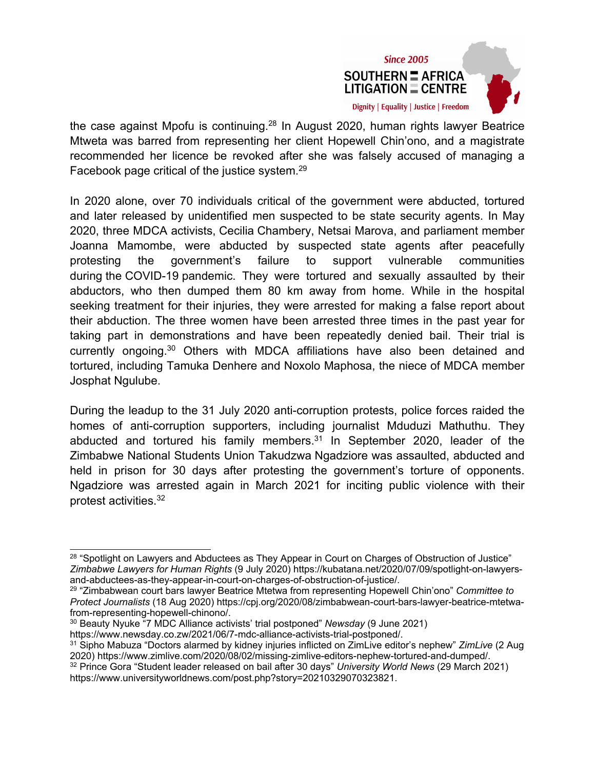the case against Mpofu is continuing.[28] In August 2020, human rights lawyer Beatrice Mtweta was barred from representing her client Hopewell Chin'ono, and a magistrate recommended her licence be revoked after she was falsely accused of managing a Facebook page critical of the justice system.[29]

In 2020 alone, over 70 individuals critical of the government were abducted, tortured and later released by unidentified men suspected to be state security agents. In May 2020, three MDCA activists, Cecilia Chambery, Netsai Marova, and parliament member Joanna Mamombe, were abducted by suspected state agents after peacefully protesting the government's failure to support vulnerable communities during the COVID-19 pandemic. They were tortured and sexually assaulted by their abductors, who then dumped them 80 km away from home. While in the hospital seeking treatment for their injuries, they were arrested for making a false report about their abduction. The three women have been arrested three times in the past year for taking part in demonstrations and have been repeatedly denied bail. Their trial is currently ongoing.[30] Others with MDCA affiliations have also been detained and tortured, including Tamuka Denhere and Noxolo Maphosa, the niece of MDCA member Josphat Ngulube.

During the leadup to the 31 July 2020 anti-corruption protests, police forces raided the homes of anti-corruption supporters, including journalist Mduduzi Mathuthu. They abducted and tortured his family members.[31] In September 2020, leader of the Zimbabwe National Students Union Takudzwa Ngadziore was assaulted, abducted and held in prison for 30 days after protesting the government's torture of opponents. Ngadziore was arrested again in March 2021 for inciting public violence with their protest activities.[32]

---

[28] "Spotlight on Lawyers and Abductees as They Appear in Court on Charges of Obstruction of Justice" *Zimbabwe Lawyers for Human Rights* (9 July 2020) https://kubatana.net/2020/07/09/spotlight-on-lawyers-and-abductees-as-they-appear-in-court-on-charges-of-obstruction-of-justice/.

[29] "Zimbabwean court bars lawyer Beatrice Mtetwa from representing Hopewell Chin'ono" *Committee to Protect Journalists* (18 Aug 2020) https://cpj.org/2020/08/zimbabwean-court-bars-lawyer-beatrice-mtetwa-from-representing-hopewell-chinono/.

[30] Beauty Nyuke "7 MDC Alliance activists' trial postponed" *Newsday* (9 June 2021) https://www.newsday.co.zw/2021/06/7-mdc-alliance-activists-trial-postponed/.

[31] Sipho Mabuza "Doctors alarmed by kidney injuries inflicted on ZimLive editor's nephew" *ZimLive* (2 Aug 2020) https://www.zimlive.com/2020/08/02/missing-zimlive-editors-nephew-tortured-and-dumped/.

[32] Prince Gora "Student leader released on bail after 30 days" *University World News* (29 March 2021) https://www.universityworldnews.com/post.php?story=20210329070323821.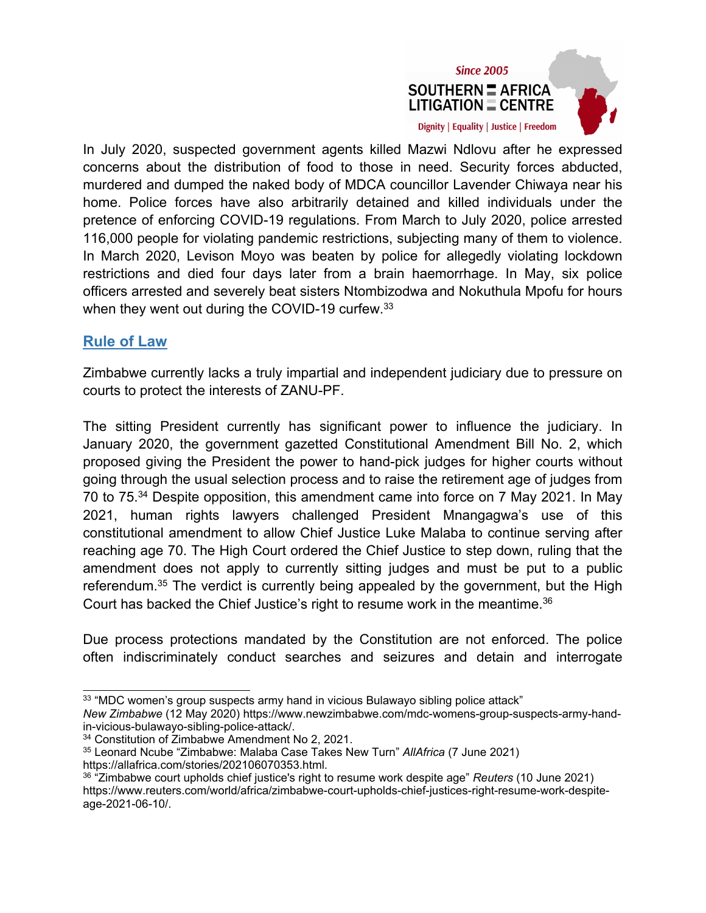In July 2020, suspected government agents killed Mazwi Ndlovu after he expressed concerns about the distribution of food to those in need. Security forces abducted, murdered and dumped the naked body of MDCA councillor Lavender Chiwaya near his home. Police forces have also arbitrarily detained and killed individuals under the pretence of enforcing COVID-19 regulations. From March to July 2020, police arrested 116,000 people for violating pandemic restrictions, subjecting many of them to violence. In March 2020, Levison Moyo was beaten by police for allegedly violating lockdown restrictions and died four days later from a brain haemorrhage. In May, six police officers arrested and severely beat sisters Ntombizodwa and Nokuthula Mpofu for hours when they went out during the COVID-19 curfew.[33]

## Rule of Law

Zimbabwe currently lacks a truly impartial and independent judiciary due to pressure on courts to protect the interests of ZANU-PF.

The sitting President currently has significant power to influence the judiciary. In January 2020, the government gazetted Constitutional Amendment Bill No. 2, which proposed giving the President the power to hand-pick judges for higher courts without going through the usual selection process and to raise the retirement age of judges from 70 to 75.[34] Despite opposition, this amendment came into force on 7 May 2021. In May 2021, human rights lawyers challenged President Mnangagwa's use of this constitutional amendment to allow Chief Justice Luke Malaba to continue serving after reaching age 70. The High Court ordered the Chief Justice to step down, ruling that the amendment does not apply to currently sitting judges and must be put to a public referendum.[35] The verdict is currently being appealed by the government, but the High Court has backed the Chief Justice's right to resume work in the meantime.[36]

Due process protections mandated by the Constitution are not enforced. The police often indiscriminately conduct searches and seizures and detain and interrogate

---

[33] "MDC women's group suspects army hand in vicious Bulawayo sibling police attack" *New Zimbabwe* (12 May 2020) https://www.newzimbabwe.com/mdc-womens-group-suspects-army-hand-in-vicious-bulawayo-sibling-police-attack/.

[34] Constitution of Zimbabwe Amendment No 2, 2021.

[35] Leonard Ncube "Zimbabwe: Malaba Case Takes New Turn" *AllAfrica* (7 June 2021) https://allafrica.com/stories/202106070353.html.

[36] "Zimbabwe court upholds chief justice's right to resume work despite age" *Reuters* (10 June 2021) https://www.reuters.com/world/africa/zimbabwe-court-upholds-chief-justices-right-resume-work-despite-age-2021-06-10/.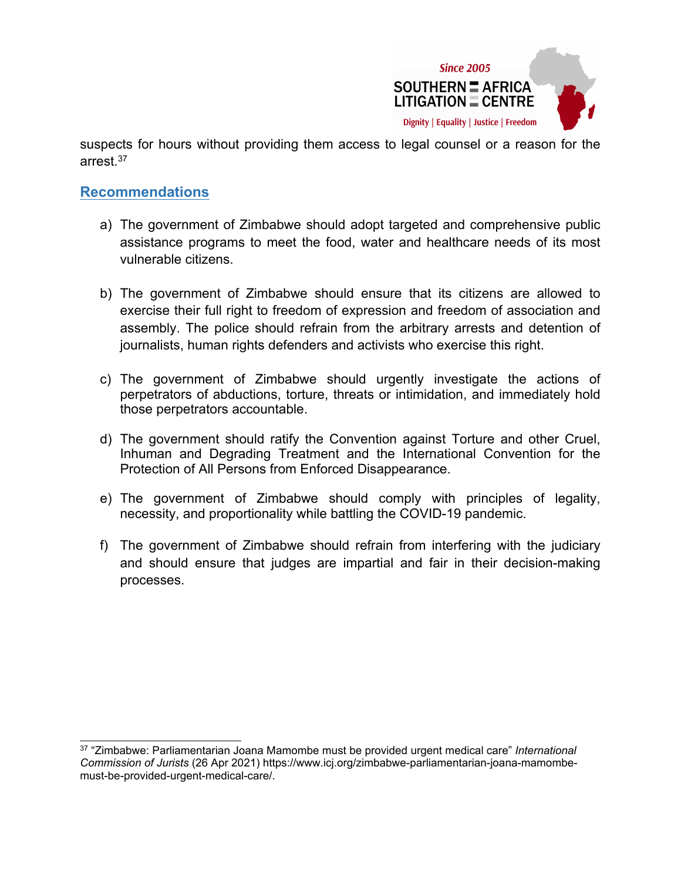suspects for hours without providing them access to legal counsel or a reason for the arrest.[37]

## Recommendations

a) The government of Zimbabwe should adopt targeted and comprehensive public assistance programs to meet the food, water and healthcare needs of its most vulnerable citizens.

b) The government of Zimbabwe should ensure that its citizens are allowed to exercise their full right to freedom of expression and freedom of association and assembly. The police should refrain from the arbitrary arrests and detention of journalists, human rights defenders and activists who exercise this right.

c) The government of Zimbabwe should urgently investigate the actions of perpetrators of abductions, torture, threats or intimidation, and immediately hold those perpetrators accountable.

d) The government should ratify the Convention against Torture and other Cruel, Inhuman and Degrading Treatment and the International Convention for the Protection of All Persons from Enforced Disappearance.

e) The government of Zimbabwe should comply with principles of legality, necessity, and proportionality while battling the COVID-19 pandemic.

f) The government of Zimbabwe should refrain from interfering with the judiciary and should ensure that judges are impartial and fair in their decision-making processes.

---

[37] "Zimbabwe: Parliamentarian Joana Mamombe must be provided urgent medical care" *International Commission of Jurists* (26 Apr 2021) https://www.icj.org/zimbabwe-parliamentarian-joana-mamombe-must-be-provided-urgent-medical-care/.